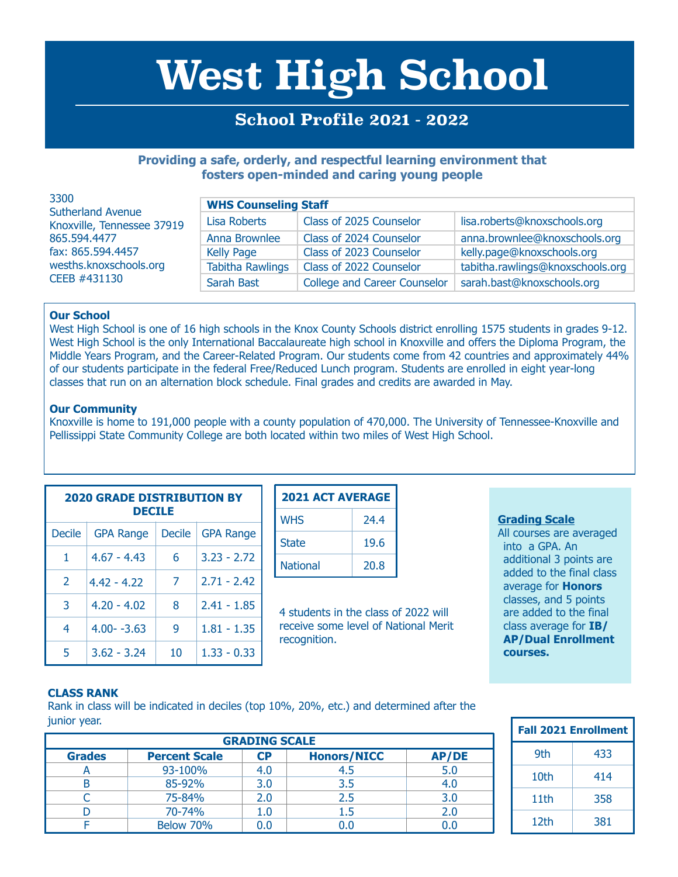# West High School

## School Profile 2021 - 2022

**Providing a safe, orderly, and respectful learning environment that fosters open-minded and caring young people**

3300
Sutherland Avenue
Knoxville, Tennessee 37919
865.594.4477
fax: 865.594.4457
wesths.knoxschools.org
CEEB #431130

| WHS Counseling Staff | | |
|---|---|---|
| Lisa Roberts | Class of 2025 Counselor | lisa.roberts@knoxschools.org |
| Anna Brownlee | Class of 2024 Counselor | anna.brownlee@knoxschools.org |
| Kelly Page | Class of 2023 Counselor | kelly.page@knoxschools.org |
| Tabitha Rawlings | Class of 2022 Counselor | tabitha.rawlings@knoxschools.org |
| Sarah Bast | College and Career Counselor | sarah.bast@knoxschools.org |

### Our School

West High School is one of 16 high schools in the Knox County Schools district enrolling 1575 students in grades 9-12. West High School is the only International Baccalaureate high school in Knoxville and offers the Diploma Program, the Middle Years Program, and the Career-Related Program. Our students come from 42 countries and approximately 44% of our students participate in the federal Free/Reduced Lunch program. Students are enrolled in eight year-long classes that run on an alternation block schedule. Final grades and credits are awarded in May.

### Our Community

Knoxville is home to 191,000 people with a county population of 470,000. The University of Tennessee-Knoxville and Pellissippi State Community College are both located within two miles of West High School.

| 2020 GRADE DISTRIBUTION BY DECILE | | | |
|---|---|---|---|
| Decile | GPA Range | Decile | GPA Range |
| 1 | 4.67 - 4.43 | 6 | 3.23 - 2.72 |
| 2 | 4.42 - 4.22 | 7 | 2.71 - 2.42 |
| 3 | 4.20 - 4.02 | 8 | 2.41 - 1.85 |
| 4 | 4.00- -3.63 | 9 | 1.81 - 1.35 |
| 5 | 3.62 - 3.24 | 10 | 1.33 - 0.33 |

| 2021 ACT AVERAGE | |
|---|---|
| WHS | 24.4 |
| State | 19.6 |
| National | 20.8 |

4 students in the class of 2022 will receive some level of National Merit recognition.

**Grading Scale**

All courses are averaged into a GPA. An additional 3 points are added to the final class average for **Honors** classes, and 5 points are added to the final class average for **IB/AP/Dual Enrollment courses.**

### CLASS RANK

Rank in class will be indicated in deciles (top 10%, 20%, etc.) and determined after the junior year.

| GRADING SCALE | | | | |
|---|---|---|---|---|
| **Grades** | **Percent Scale** | **CP** | **Honors/NICC** | **AP/DE** |
| A | 93-100% | 4.0 | 4.5 | 5.0 |
| B | 85-92% | 3.0 | 3.5 | 4.0 |
| C | 75-84% | 2.0 | 2.5 | 3.0 |
| D | 70-74% | 1.0 | 1.5 | 2.0 |
| F | Below 70% | 0.0 | 0.0 | 0.0 |

| Fall 2021 Enrollment | |
|---|---|
| 9th | 433 |
| 10th | 414 |
| 11th | 358 |
| 12th | 381 |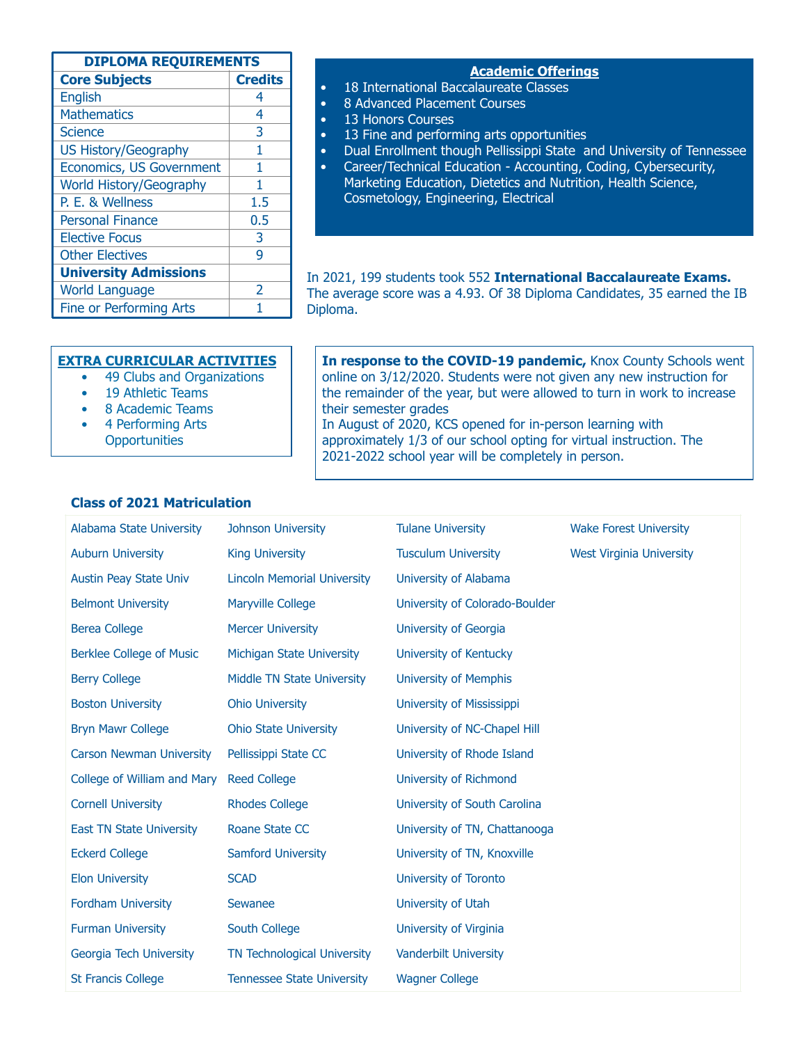| DIPLOMA REQUIREMENTS | |
|---|---|
| **Core Subjects** | **Credits** |
| English | 4 |
| Mathematics | 4 |
| Science | 3 |
| US History/Geography | 1 |
| Economics, US Government | 1 |
| World History/Geography | 1 |
| P. E. & Wellness | 1.5 |
| Personal Finance | 0.5 |
| Elective Focus | 3 |
| Other Electives | 9 |
| **University Admissions** | |
| World Language | 2 |
| Fine or Performing Arts | 1 |

## Academic Offerings

- 18 International Baccalaureate Classes
- 8 Advanced Placement Courses
- 13 Honors Courses
- 13 Fine and performing arts opportunities
- Dual Enrollment though Pellissippi State and University of Tennessee
- Career/Technical Education - Accounting, Coding, Cybersecurity, Marketing Education, Dietetics and Nutrition, Health Science, Cosmetology, Engineering, Electrical

In 2021, 199 students took 552 **International Baccalaureate Exams.** The average score was a 4.93. Of 38 Diploma Candidates, 35 earned the IB Diploma.

## EXTRA CURRICULAR ACTIVITIES

- 49 Clubs and Organizations
- 19 Athletic Teams
- 8 Academic Teams
- 4 Performing Arts Opportunities

**In response to the COVID-19 pandemic,** Knox County Schools went online on 3/12/2020. Students were not given any new instruction for the remainder of the year, but were allowed to turn in work to increase their semester grades
In August of 2020, KCS opened for in-person learning with approximately 1/3 of our school opting for virtual instruction. The 2021-2022 school year will be completely in person.

### Class of 2021 Matriculation

| | | | |
|---|---|---|---|
| Alabama State University | Johnson University | Tulane University | Wake Forest University |
| Auburn University | King University | Tusculum University | West Virginia University |
| Austin Peay State Univ | Lincoln Memorial University | University of Alabama | |
| Belmont University | Maryville College | University of Colorado-Boulder | |
| Berea College | Mercer University | University of Georgia | |
| Berklee College of Music | Michigan State University | University of Kentucky | |
| Berry College | Middle TN State University | University of Memphis | |
| Boston University | Ohio University | University of Mississippi | |
| Bryn Mawr College | Ohio State University | University of NC-Chapel Hill | |
| Carson Newman University | Pellissippi State CC | University of Rhode Island | |
| College of William and Mary | Reed College | University of Richmond | |
| Cornell University | Rhodes College | University of South Carolina | |
| East TN State University | Roane State CC | University of TN, Chattanooga | |
| Eckerd College | Samford University | University of TN, Knoxville | |
| Elon University | SCAD | University of Toronto | |
| Fordham University | Sewanee | University of Utah | |
| Furman University | South College | University of Virginia | |
| Georgia Tech University | TN Technological University | Vanderbilt University | |
| St Francis College | Tennessee State University | Wagner College | |